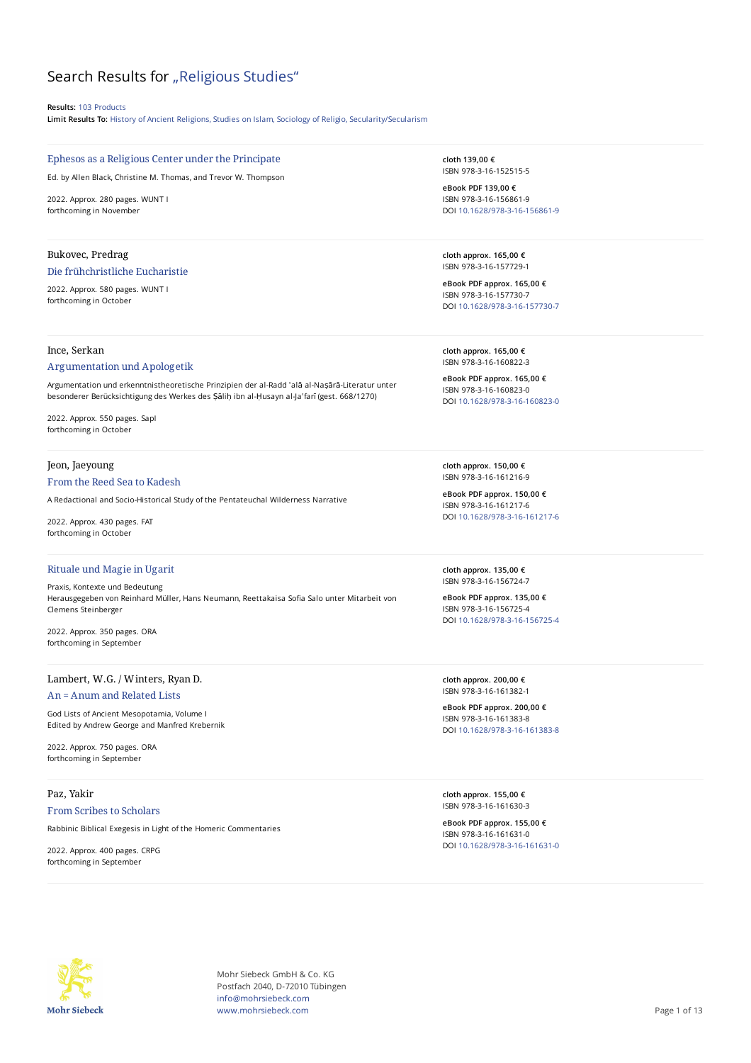# Search Results for „Religious Studies"

**Results:** 103 Products
**Limit Results To:** History of Ancient Religions, Studies on Islam, Sociology of Religio, Secularity/Secularism

---

### Ephesos as a Religious Center under the Principate

Ed. by Allen Black, Christine M. Thomas, and Trevor W. Thompson

2022. Approx. 280 pages. WUNT I
forthcoming in November

**cloth 139,00 €**
ISBN 978-3-16-152515-5

**eBook PDF 139,00 €**
ISBN 978-3-16-156861-9
DOI 10.1628/978-3-16-156861-9

---

Bukovec, Predrag

### Die frühchristliche Eucharistie

2022. Approx. 580 pages. WUNT I
forthcoming in October

**cloth approx. 165,00 €**
ISBN 978-3-16-157729-1

**eBook PDF approx. 165,00 €**
ISBN 978-3-16-157730-7
DOI 10.1628/978-3-16-157730-7

---

Ince, Serkan

### Argumentation und Apologetik

Argumentation und erkenntnistheoretische Prinzipien der al-Radd ʿalā al-Naṣārā-Literatur unter besonderer Berücksichtigung des Werkes des Ṣāliḥ ibn al-Ḥusayn al-Jaʿfarī (gest. 668/1270)

2022. Approx. 550 pages. SapI
forthcoming in October

**cloth approx. 165,00 €**
ISBN 978-3-16-160822-3

**eBook PDF approx. 165,00 €**
ISBN 978-3-16-160823-0
DOI 10.1628/978-3-16-160823-0

---

Jeon, Jaeyoung

### From the Reed Sea to Kadesh

A Redactional and Socio-Historical Study of the Pentateuchal Wilderness Narrative

2022. Approx. 430 pages. FAT
forthcoming in October

**cloth approx. 150,00 €**
ISBN 978-3-16-161216-9

**eBook PDF approx. 150,00 €**
ISBN 978-3-16-161217-6
DOI 10.1628/978-3-16-161217-6

---

### Rituale und Magie in Ugarit

Praxis, Kontexte und Bedeutung
Herausgegeben von Reinhard Müller, Hans Neumann, Reettakaisa Sofia Salo unter Mitarbeit von Clemens Steinberger

2022. Approx. 350 pages. ORA
forthcoming in September

**cloth approx. 135,00 €**
ISBN 978-3-16-156724-7

**eBook PDF approx. 135,00 €**
ISBN 978-3-16-156725-4
DOI 10.1628/978-3-16-156725-4

---

Lambert, W.G. / Winters, Ryan D.

### An = Anum and Related Lists

God Lists of Ancient Mesopotamia, Volume I
Edited by Andrew George and Manfred Krebernik

2022. Approx. 750 pages. ORA
forthcoming in September

**cloth approx. 200,00 €**
ISBN 978-3-16-161382-1

**eBook PDF approx. 200,00 €**
ISBN 978-3-16-161383-8
DOI 10.1628/978-3-16-161383-8

---

Paz, Yakir

### From Scribes to Scholars

Rabbinic Biblical Exegesis in Light of the Homeric Commentaries

2022. Approx. 400 pages. CRPG
forthcoming in September

**cloth approx. 155,00 €**
ISBN 978-3-16-161630-3

**eBook PDF approx. 155,00 €**
ISBN 978-3-16-161631-0
DOI 10.1628/978-3-16-161631-0

---

Mohr Siebeck GmbH & Co. KG
Postfach 2040, D-72010 Tübingen
info@mohrsiebeck.com
www.mohrsiebeck.com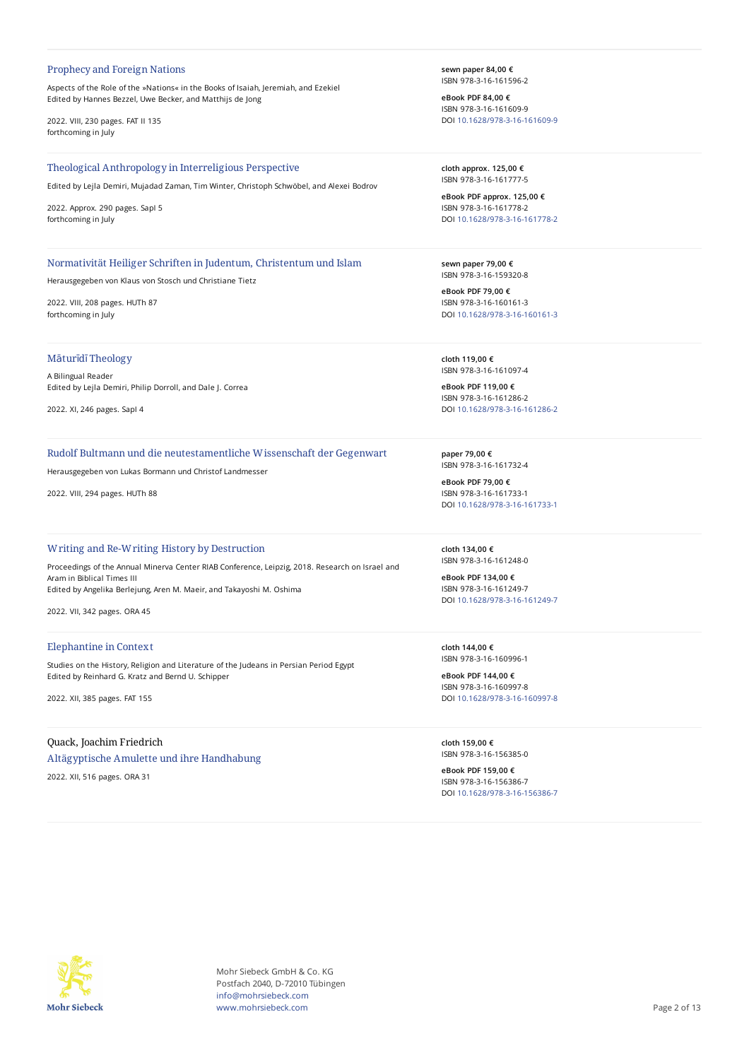### Prophecy and Foreign Nations

Aspects of the Role of the »Nations« in the Books of Isaiah, Jeremiah, and Ezekiel
Edited by Hannes Bezzel, Uwe Becker, and Matthijs de Jong

2022. VIII, 230 pages. FAT II 135
forthcoming in July

**sewn paper 84,00 €**
ISBN 978-3-16-161596-2

**eBook PDF 84,00 €**
ISBN 978-3-16-161609-9
DOI 10.1628/978-3-16-161609-9

---

### Theological Anthropology in Interreligious Perspective

Edited by Lejla Demiri, Mujadad Zaman, Tim Winter, Christoph Schwöbel, and Alexei Bodrov

2022. Approx. 290 pages. SapI 5
forthcoming in July

**cloth approx. 125,00 €**
ISBN 978-3-16-161777-5

**eBook PDF approx. 125,00 €**
ISBN 978-3-16-161778-2
DOI 10.1628/978-3-16-161778-2

---

### Normativität Heiliger Schriften in Judentum, Christentum und Islam

Herausgegeben von Klaus von Stosch und Christiane Tietz

2022. VIII, 208 pages. HUTh 87
forthcoming in July

**sewn paper 79,00 €**
ISBN 978-3-16-159320-8

**eBook PDF 79,00 €**
ISBN 978-3-16-160161-3
DOI 10.1628/978-3-16-160161-3

---

### Māturīdī Theology

A Bilingual Reader
Edited by Lejla Demiri, Philip Dorroll, and Dale J. Correa

2022. XI, 246 pages. SapI 4

**cloth 119,00 €**
ISBN 978-3-16-161097-4

**eBook PDF 119,00 €**
ISBN 978-3-16-161286-2
DOI 10.1628/978-3-16-161286-2

---

### Rudolf Bultmann und die neutestamentliche Wissenschaft der Gegenwart

Herausgegeben von Lukas Bormann und Christof Landmesser

2022. VIII, 294 pages. HUTh 88

**paper 79,00 €**
ISBN 978-3-16-161732-4

**eBook PDF 79,00 €**
ISBN 978-3-16-161733-1
DOI 10.1628/978-3-16-161733-1

---

### Writing and Re-Writing History by Destruction

Proceedings of the Annual Minerva Center RIAB Conference, Leipzig, 2018. Research on Israel and Aram in Biblical Times III
Edited by Angelika Berlejung, Aren M. Maeir, and Takayoshi M. Oshima

2022. VII, 342 pages. ORA 45

**cloth 134,00 €**
ISBN 978-3-16-161248-0

**eBook PDF 134,00 €**
ISBN 978-3-16-161249-7
DOI 10.1628/978-3-16-161249-7

---

### Elephantine in Context

Studies on the History, Religion and Literature of the Judeans in Persian Period Egypt
Edited by Reinhard G. Kratz and Bernd U. Schipper

2022. XII, 385 pages. FAT 155

**cloth 144,00 €**
ISBN 978-3-16-160996-1

**eBook PDF 144,00 €**
ISBN 978-3-16-160997-8
DOI 10.1628/978-3-16-160997-8

---

Quack, Joachim Friedrich

### Altägyptische Amulette und ihre Handhabung

2022. XII, 516 pages. ORA 31

**cloth 159,00 €**
ISBN 978-3-16-156385-0

**eBook PDF 159,00 €**
ISBN 978-3-16-156386-7
DOI 10.1628/978-3-16-156386-7

---

Mohr Siebeck GmbH & Co. KG
Postfach 2040, D-72010 Tübingen
info@mohrsiebeck.com
www.mohrsiebeck.com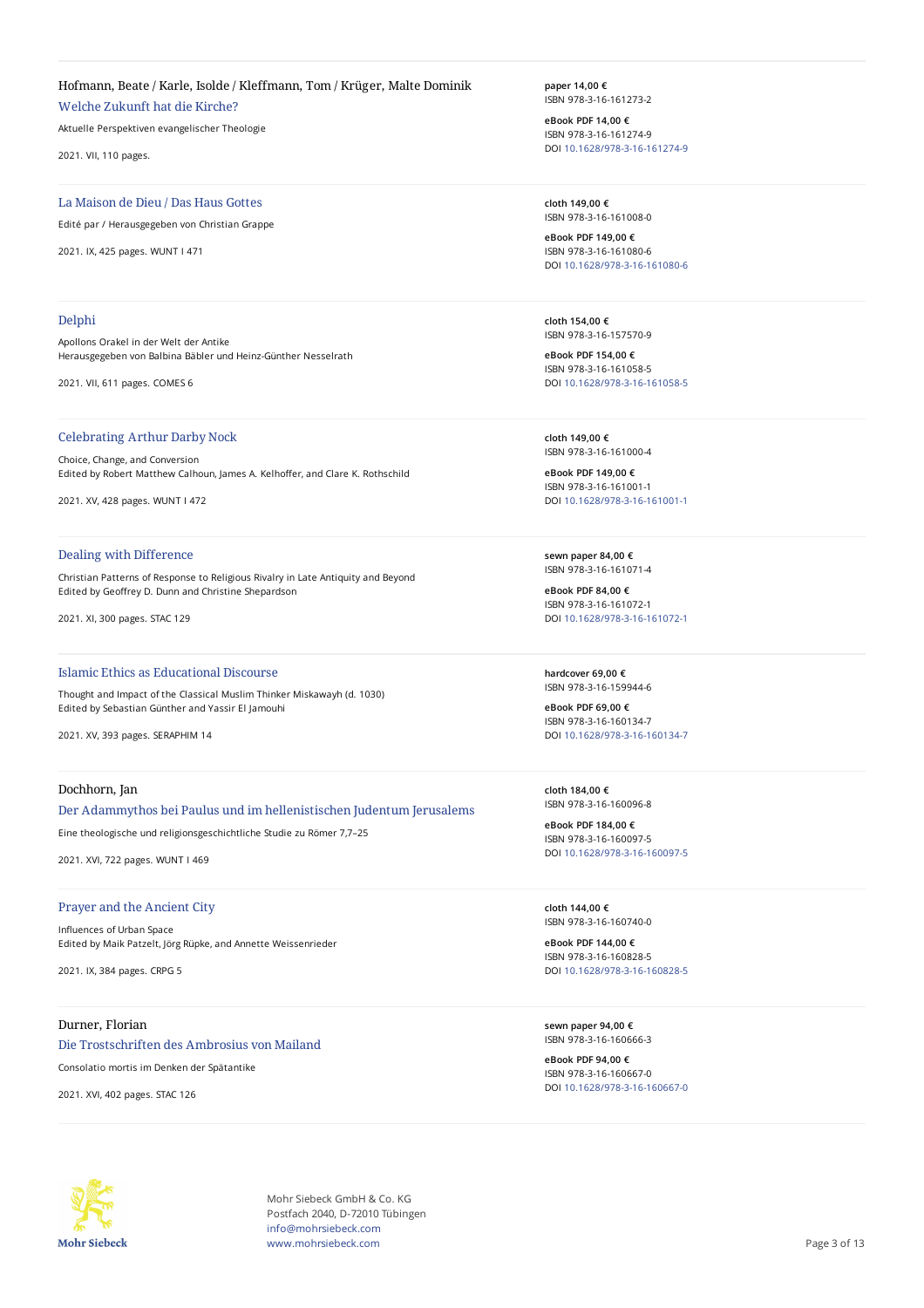Hofmann, Beate / Karle, Isolde / Kleffmann, Tom / Krüger, Malte Dominik

### Welche Zukunft hat die Kirche?

Aktuelle Perspektiven evangelischer Theologie

2021. VII, 110 pages.

**paper 14,00 €**
ISBN 978-3-16-161273-2

**eBook PDF 14,00 €**
ISBN 978-3-16-161274-9
DOI 10.1628/978-3-16-161274-9

---

### La Maison de Dieu / Das Haus Gottes

Edité par / Herausgegeben von Christian Grappe

2021. IX, 425 pages. WUNT I 471

**cloth 149,00 €**
ISBN 978-3-16-161008-0

**eBook PDF 149,00 €**
ISBN 978-3-16-161080-6
DOI 10.1628/978-3-16-161080-6

---

### Delphi

Apollons Orakel in der Welt der Antike
Herausgegeben von Balbina Bäbler und Heinz-Günther Nesselrath

2021. VII, 611 pages. COMES 6

**cloth 154,00 €**
ISBN 978-3-16-157570-9

**eBook PDF 154,00 €**
ISBN 978-3-16-161058-5
DOI 10.1628/978-3-16-161058-5

---

### Celebrating Arthur Darby Nock

Choice, Change, and Conversion
Edited by Robert Matthew Calhoun, James A. Kelhoffer, and Clare K. Rothschild

2021. XV, 428 pages. WUNT I 472

**cloth 149,00 €**
ISBN 978-3-16-161000-4

**eBook PDF 149,00 €**
ISBN 978-3-16-161001-1
DOI 10.1628/978-3-16-161001-1

---

### Dealing with Difference

Christian Patterns of Response to Religious Rivalry in Late Antiquity and Beyond
Edited by Geoffrey D. Dunn and Christine Shepardson

2021. XI, 300 pages. STAC 129

**sewn paper 84,00 €**
ISBN 978-3-16-161071-4

**eBook PDF 84,00 €**
ISBN 978-3-16-161072-1
DOI 10.1628/978-3-16-161072-1

---

### Islamic Ethics as Educational Discourse

Thought and Impact of the Classical Muslim Thinker Miskawayh (d. 1030)
Edited by Sebastian Günther and Yassir El Jamouhi

2021. XV, 393 pages. SERAPHIM 14

**hardcover 69,00 €**
ISBN 978-3-16-159944-6

**eBook PDF 69,00 €**
ISBN 978-3-16-160134-7
DOI 10.1628/978-3-16-160134-7

---

Dochhorn, Jan

### Der Adammythos bei Paulus und im hellenistischen Judentum Jerusalems

Eine theologische und religionsgeschichtliche Studie zu Römer 7,7–25

2021. XVI, 722 pages. WUNT I 469

**cloth 184,00 €**
ISBN 978-3-16-160096-8

**eBook PDF 184,00 €**
ISBN 978-3-16-160097-5
DOI 10.1628/978-3-16-160097-5

---

### Prayer and the Ancient City

Influences of Urban Space
Edited by Maik Patzelt, Jörg Rüpke, and Annette Weissenrieder

2021. IX, 384 pages. CRPG 5

**cloth 144,00 €**
ISBN 978-3-16-160740-0

**eBook PDF 144,00 €**
ISBN 978-3-16-160828-5
DOI 10.1628/978-3-16-160828-5

---

Durner, Florian

### Die Trostschriften des Ambrosius von Mailand

Consolatio mortis im Denken der Spätantike

2021. XVI, 402 pages. STAC 126

**sewn paper 94,00 €**
ISBN 978-3-16-160666-3

**eBook PDF 94,00 €**
ISBN 978-3-16-160667-0
DOI 10.1628/978-3-16-160667-0

---

Mohr Siebeck GmbH & Co. KG
Postfach 2040, D-72010 Tübingen
info@mohrsiebeck.com
www.mohrsiebeck.com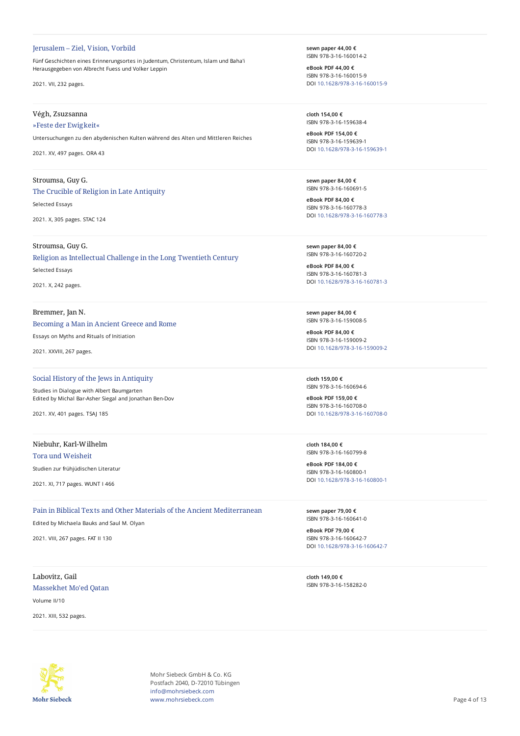### Jerusalem – Ziel, Vision, Vorbild

Fünf Geschichten eines Erinnerungsortes in Judentum, Christentum, Islam und Baha'i
Herausgegeben von Albrecht Fuess und Volker Leppin

2021. VII, 232 pages.

**sewn paper 44,00 €**
ISBN 978-3-16-160014-2

**eBook PDF 44,00 €**
ISBN 978-3-16-160015-9
DOI 10.1628/978-3-16-160015-9

---

Végh, Zsuzsanna

### »Feste der Ewigkeit«

Untersuchungen zu den abydenischen Kulten während des Alten und Mittleren Reiches

2021. XV, 497 pages. ORA 43

**cloth 154,00 €**
ISBN 978-3-16-159638-4

**eBook PDF 154,00 €**
ISBN 978-3-16-159639-1
DOI 10.1628/978-3-16-159639-1

---

Stroumsa, Guy G.

### The Crucible of Religion in Late Antiquity

Selected Essays

2021. X, 305 pages. STAC 124

**sewn paper 84,00 €**
ISBN 978-3-16-160691-5

**eBook PDF 84,00 €**
ISBN 978-3-16-160778-3
DOI 10.1628/978-3-16-160778-3

---

Stroumsa, Guy G.

### Religion as Intellectual Challenge in the Long Twentieth Century

Selected Essays

2021. X, 242 pages.

**sewn paper 84,00 €**
ISBN 978-3-16-160720-2

**eBook PDF 84,00 €**
ISBN 978-3-16-160781-3
DOI 10.1628/978-3-16-160781-3

---

Bremmer, Jan N.

### Becoming a Man in Ancient Greece and Rome

Essays on Myths and Rituals of Initiation

2021. XXVIII, 267 pages.

**sewn paper 84,00 €**
ISBN 978-3-16-159008-5

**eBook PDF 84,00 €**
ISBN 978-3-16-159009-2
DOI 10.1628/978-3-16-159009-2

---

### Social History of the Jews in Antiquity

Studies in Dialogue with Albert Baumgarten
Edited by Michal Bar-Asher Siegal and Jonathan Ben-Dov

2021. XV, 401 pages. TSAJ 185

**cloth 159,00 €**
ISBN 978-3-16-160694-6

**eBook PDF 159,00 €**
ISBN 978-3-16-160708-0
DOI 10.1628/978-3-16-160708-0

---

Niebuhr, Karl-Wilhelm

### Tora und Weisheit

Studien zur frühjüdischen Literatur

2021. XI, 717 pages. WUNT I 466

**cloth 184,00 €**
ISBN 978-3-16-160799-8

**eBook PDF 184,00 €**
ISBN 978-3-16-160800-1
DOI 10.1628/978-3-16-160800-1

---

### Pain in Biblical Texts and Other Materials of the Ancient Mediterranean

Edited by Michaela Bauks and Saul M. Olyan

2021. VIII, 267 pages. FAT II 130

**sewn paper 79,00 €**
ISBN 978-3-16-160641-0

**eBook PDF 79,00 €**
ISBN 978-3-16-160642-7
DOI 10.1628/978-3-16-160642-7

---

Labovitz, Gail

### Massekhet Mo'ed Qatan

Volume II/10

2021. XIII, 532 pages.

**cloth 149,00 €**
ISBN 978-3-16-158282-0

---

Mohr Siebeck GmbH & Co. KG
Postfach 2040, D-72010 Tübingen
info@mohrsiebeck.com
www.mohrsiebeck.com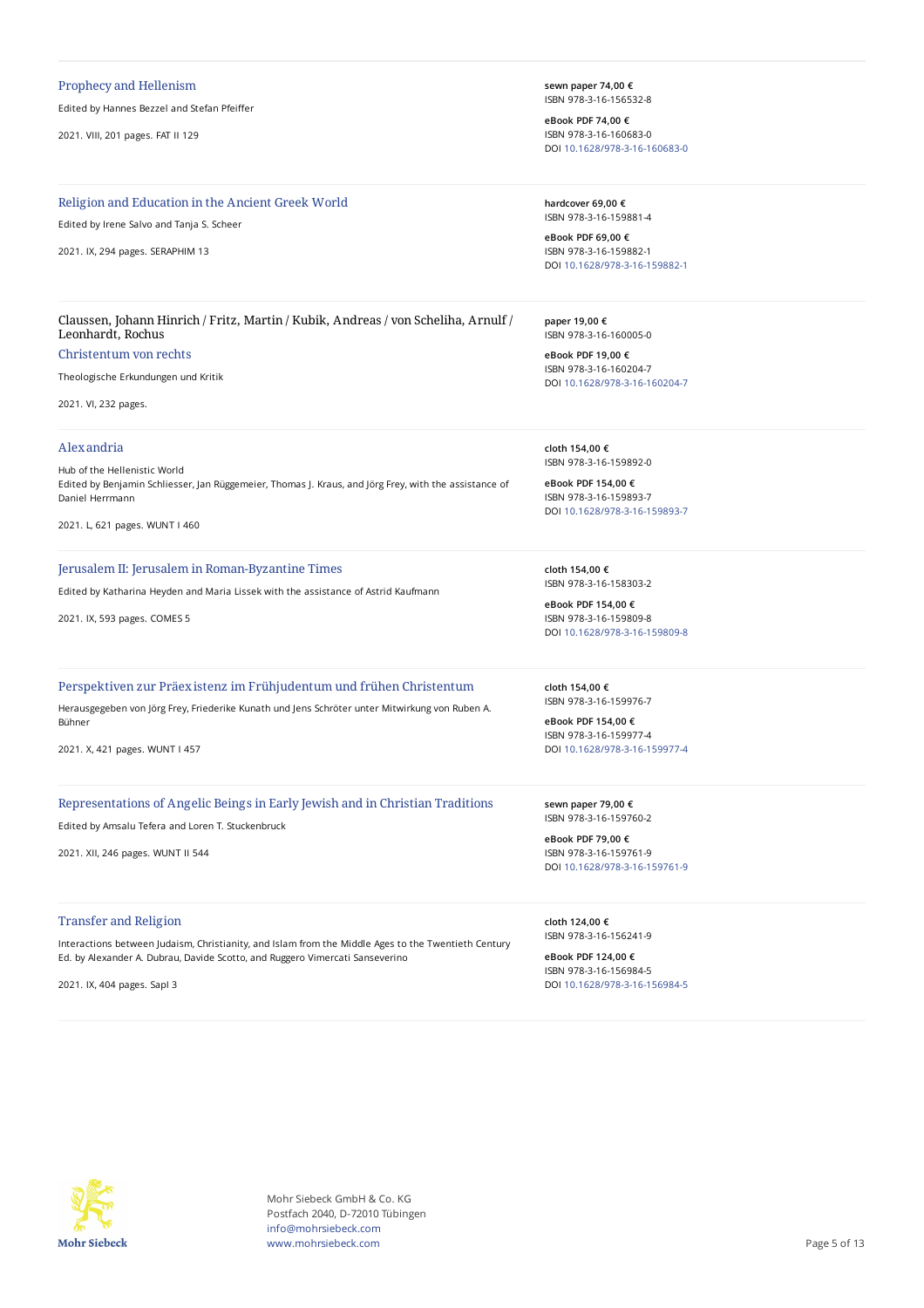### Prophecy and Hellenism

Edited by Hannes Bezzel and Stefan Pfeiffer

2021. VIII, 201 pages. FAT II 129

**sewn paper 74,00 €**
ISBN 978-3-16-156532-8

**eBook PDF 74,00 €**
ISBN 978-3-16-160683-0
DOI 10.1628/978-3-16-160683-0

---

### Religion and Education in the Ancient Greek World

Edited by Irene Salvo and Tanja S. Scheer

2021. IX, 294 pages. SERAPHIM 13

**hardcover 69,00 €**
ISBN 978-3-16-159881-4

**eBook PDF 69,00 €**
ISBN 978-3-16-159882-1
DOI 10.1628/978-3-16-159882-1

---

Claussen, Johann Hinrich / Fritz, Martin / Kubik, Andreas / von Scheliha, Arnulf / Leonhardt, Rochus

### Christentum von rechts

Theologische Erkundungen und Kritik

2021. VI, 232 pages.

**paper 19,00 €**
ISBN 978-3-16-160005-0

**eBook PDF 19,00 €**
ISBN 978-3-16-160204-7
DOI 10.1628/978-3-16-160204-7

---

### Alexandria

Hub of the Hellenistic World
Edited by Benjamin Schliesser, Jan Rüggemeier, Thomas J. Kraus, and Jörg Frey, with the assistance of Daniel Herrmann

2021. L, 621 pages. WUNT I 460

**cloth 154,00 €**
ISBN 978-3-16-159892-0

**eBook PDF 154,00 €**
ISBN 978-3-16-159893-7
DOI 10.1628/978-3-16-159893-7

---

### Jerusalem II: Jerusalem in Roman-Byzantine Times

Edited by Katharina Heyden and Maria Lissek with the assistance of Astrid Kaufmann

2021. IX, 593 pages. COMES 5

**cloth 154,00 €**
ISBN 978-3-16-158303-2

**eBook PDF 154,00 €**
ISBN 978-3-16-159809-8
DOI 10.1628/978-3-16-159809-8

---

### Perspektiven zur Präexistenz im Frühjudentum und frühen Christentum

Herausgegeben von Jörg Frey, Friederike Kunath und Jens Schröter unter Mitwirkung von Ruben A. Bühner

2021. X, 421 pages. WUNT I 457

**cloth 154,00 €**
ISBN 978-3-16-159976-7

**eBook PDF 154,00 €**
ISBN 978-3-16-159977-4
DOI 10.1628/978-3-16-159977-4

---

### Representations of Angelic Beings in Early Jewish and in Christian Traditions

Edited by Amsalu Tefera and Loren T. Stuckenbruck

2021. XII, 246 pages. WUNT II 544

**sewn paper 79,00 €**
ISBN 978-3-16-159760-2

**eBook PDF 79,00 €**
ISBN 978-3-16-159761-9
DOI 10.1628/978-3-16-159761-9

---

### Transfer and Religion

Interactions between Judaism, Christianity, and Islam from the Middle Ages to the Twentieth Century
Ed. by Alexander A. Dubrau, Davide Scotto, and Ruggero Vimercati Sanseverino

2021. IX, 404 pages. SapI 3

**cloth 124,00 €**
ISBN 978-3-16-156241-9

**eBook PDF 124,00 €**
ISBN 978-3-16-156984-5
DOI 10.1628/978-3-16-156984-5

---

Mohr Siebeck GmbH & Co. KG
Postfach 2040, D-72010 Tübingen
info@mohrsiebeck.com
www.mohrsiebeck.com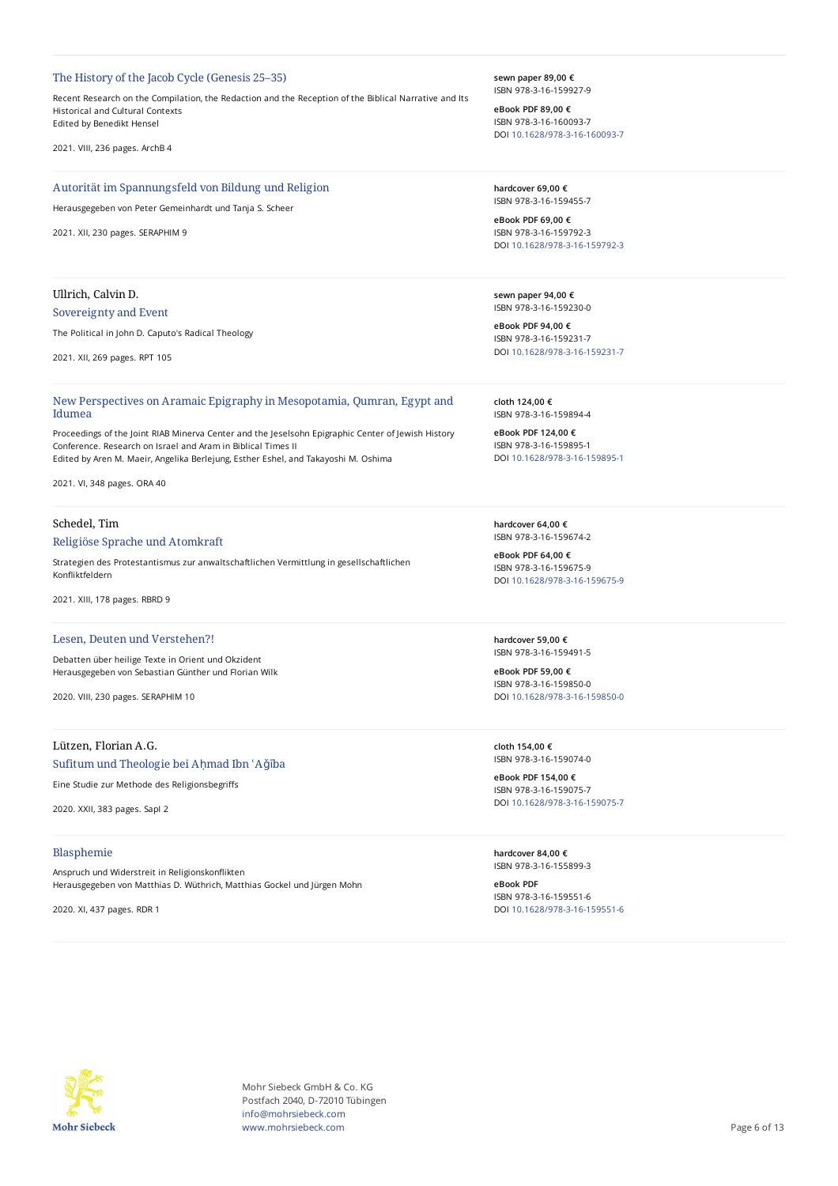---

### The History of the Jacob Cycle (Genesis 25–35)

Recent Research on the Compilation, the Redaction and the Reception of the Biblical Narrative and Its Historical and Cultural Contexts
Edited by Benedikt Hensel

2021. VIII, 236 pages. ArchB 4

**sewn paper 89,00 €**
ISBN 978-3-16-159927-9

**eBook PDF 89,00 €**
ISBN 978-3-16-160093-7
DOI 10.1628/978-3-16-160093-7

---

### Autorität im Spannungsfeld von Bildung und Religion

Herausgegeben von Peter Gemeinhardt und Tanja S. Scheer

2021. XII, 230 pages. SERAPHIM 9

**hardcover 69,00 €**
ISBN 978-3-16-159455-7

**eBook PDF 69,00 €**
ISBN 978-3-16-159792-3
DOI 10.1628/978-3-16-159792-3

---

Ullrich, Calvin D.

### Sovereignty and Event

The Political in John D. Caputo's Radical Theology

2021. XII, 269 pages. RPT 105

**sewn paper 94,00 €**
ISBN 978-3-16-159230-0

**eBook PDF 94,00 €**
ISBN 978-3-16-159231-7
DOI 10.1628/978-3-16-159231-7

---

### New Perspectives on Aramaic Epigraphy in Mesopotamia, Qumran, Egypt and Idumea

Proceedings of the Joint RIAB Minerva Center and the Jeselsohn Epigraphic Center of Jewish History Conference. Research on Israel and Aram in Biblical Times II
Edited by Aren M. Maeir, Angelika Berlejung, Esther Eshel, and Takayoshi M. Oshima

2021. VI, 348 pages. ORA 40

**cloth 124,00 €**
ISBN 978-3-16-159894-4

**eBook PDF 124,00 €**
ISBN 978-3-16-159895-1
DOI 10.1628/978-3-16-159895-1

---

Schedel, Tim

### Religiöse Sprache und Atomkraft

Strategien des Protestantismus zur anwaltschaftlichen Vermittlung in gesellschaftlichen Konfliktfeldern

2021. XIII, 178 pages. RBRD 9

**hardcover 64,00 €**
ISBN 978-3-16-159674-2

**eBook PDF 64,00 €**
ISBN 978-3-16-159675-9
DOI 10.1628/978-3-16-159675-9

---

### Lesen, Deuten und Verstehen?!

Debatten über heilige Texte in Orient und Okzident
Herausgegeben von Sebastian Günther und Florian Wilk

2020. VIII, 230 pages. SERAPHIM 10

**hardcover 59,00 €**
ISBN 978-3-16-159491-5

**eBook PDF 59,00 €**
ISBN 978-3-16-159850-0
DOI 10.1628/978-3-16-159850-0

---

Lützen, Florian A.G.

### Sufitum und Theologie bei Aḥmad Ibn ʿAǧība

Eine Studie zur Methode des Religionsbegriffs

2020. XXII, 383 pages. SapI 2

**cloth 154,00 €**
ISBN 978-3-16-159074-0

**eBook PDF 154,00 €**
ISBN 978-3-16-159075-7
DOI 10.1628/978-3-16-159075-7

---

### Blasphemie

Anspruch und Widerstreit in Religionskonflikten
Herausgegeben von Matthias D. Wüthrich, Matthias Gockel und Jürgen Mohn

2020. XI, 437 pages. RDR 1

**hardcover 84,00 €**
ISBN 978-3-16-155899-3

**eBook PDF**
ISBN 978-3-16-159551-6
DOI 10.1628/978-3-16-159551-6

---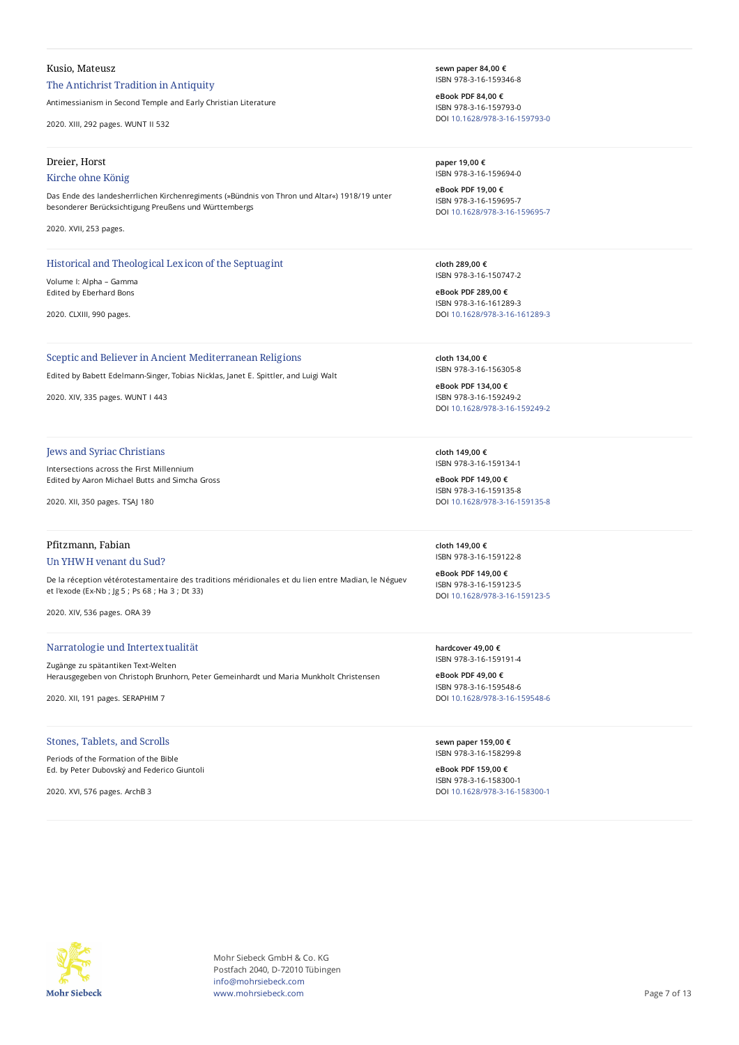Kusio, Mateusz

### The Antichrist Tradition in Antiquity

Antimessianism in Second Temple and Early Christian Literature

2020. XIII, 292 pages. WUNT II 532

**sewn paper 84,00 €**
ISBN 978-3-16-159346-8

**eBook PDF 84,00 €**
ISBN 978-3-16-159793-0
DOI 10.1628/978-3-16-159793-0

---

Dreier, Horst

### Kirche ohne König

Das Ende des landesherrlichen Kirchenregiments (»Bündnis von Thron und Altar«) 1918/19 unter besonderer Berücksichtigung Preußens und Württembergs

2020. XVII, 253 pages.

**paper 19,00 €**
ISBN 978-3-16-159694-0

**eBook PDF 19,00 €**
ISBN 978-3-16-159695-7
DOI 10.1628/978-3-16-159695-7

---

### Historical and Theological Lexicon of the Septuagint

Volume I: Alpha – Gamma
Edited by Eberhard Bons

2020. CLXIII, 990 pages.

**cloth 289,00 €**
ISBN 978-3-16-150747-2

**eBook PDF 289,00 €**
ISBN 978-3-16-161289-3
DOI 10.1628/978-3-16-161289-3

---

### Sceptic and Believer in Ancient Mediterranean Religions

Edited by Babett Edelmann-Singer, Tobias Nicklas, Janet E. Spittler, and Luigi Walt

2020. XIV, 335 pages. WUNT I 443

**cloth 134,00 €**
ISBN 978-3-16-156305-8

**eBook PDF 134,00 €**
ISBN 978-3-16-159249-2
DOI 10.1628/978-3-16-159249-2

---

### Jews and Syriac Christians

Intersections across the First Millennium
Edited by Aaron Michael Butts and Simcha Gross

2020. XII, 350 pages. TSAJ 180

**cloth 149,00 €**
ISBN 978-3-16-159134-1

**eBook PDF 149,00 €**
ISBN 978-3-16-159135-8
DOI 10.1628/978-3-16-159135-8

---

Pfitzmann, Fabian

### Un YHWH venant du Sud?

De la réception vétérotestamentaire des traditions méridionales et du lien entre Madian, le Néguev et l'exode (Ex-Nb ; Jg 5 ; Ps 68 ; Ha 3 ; Dt 33)

2020. XIV, 536 pages. ORA 39

**cloth 149,00 €**
ISBN 978-3-16-159122-8

**eBook PDF 149,00 €**
ISBN 978-3-16-159123-5
DOI 10.1628/978-3-16-159123-5

---

### Narratologie und Intertextualität

Zugänge zu spätantiken Text-Welten
Herausgegeben von Christoph Brunhorn, Peter Gemeinhardt und Maria Munkholt Christensen

2020. XII, 191 pages. SERAPHIM 7

**hardcover 49,00 €**
ISBN 978-3-16-159191-4

**eBook PDF 49,00 €**
ISBN 978-3-16-159548-6
DOI 10.1628/978-3-16-159548-6

---

### Stones, Tablets, and Scrolls

Periods of the Formation of the Bible
Ed. by Peter Dubovský and Federico Giuntoli

2020. XVI, 576 pages. ArchB 3

**sewn paper 159,00 €**
ISBN 978-3-16-158299-8

**eBook PDF 159,00 €**
ISBN 978-3-16-158300-1
DOI 10.1628/978-3-16-158300-1

---

Mohr Siebeck GmbH & Co. KG
Postfach 2040, D-72010 Tübingen
info@mohrsiebeck.com
www.mohrsiebeck.com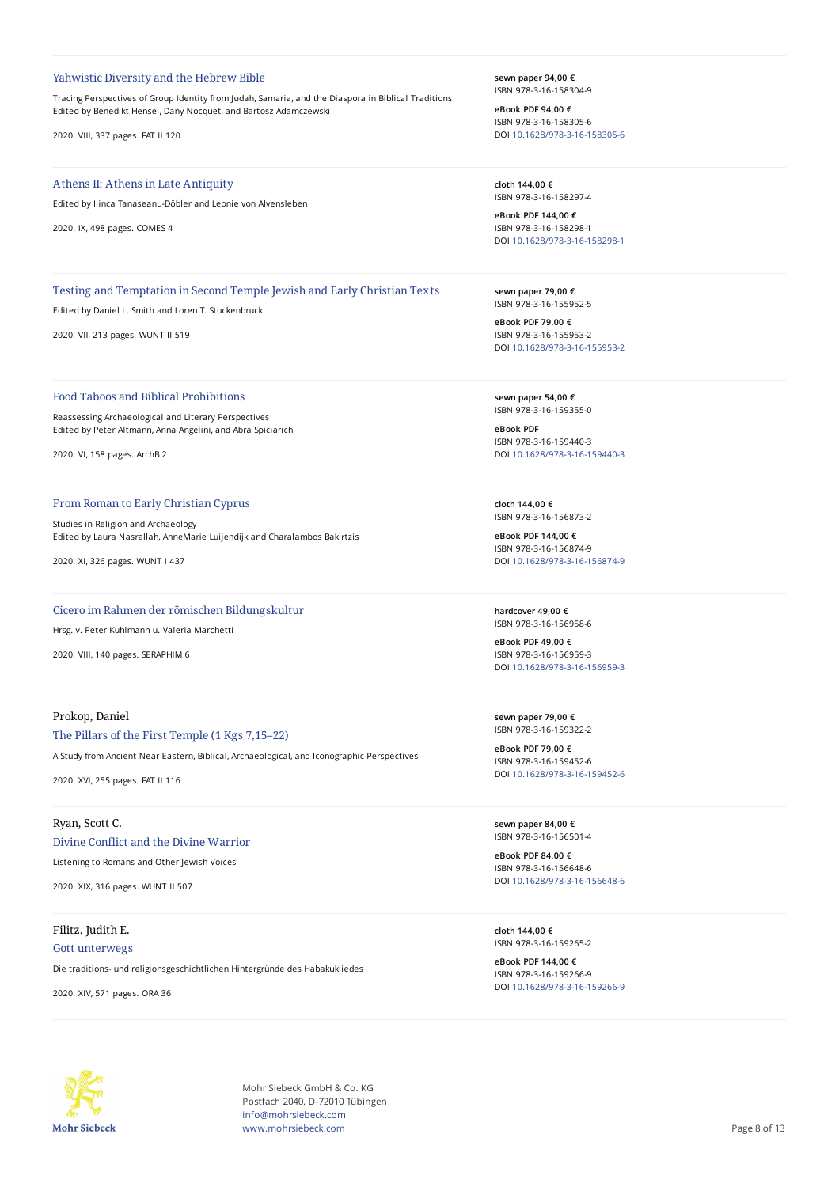### Yahwistic Diversity and the Hebrew Bible

Tracing Perspectives of Group Identity from Judah, Samaria, and the Diaspora in Biblical Traditions
Edited by Benedikt Hensel, Dany Nocquet, and Bartosz Adamczewski

2020. VIII, 337 pages. FAT II 120

**sewn paper 94,00 €**
ISBN 978-3-16-158304-9

**eBook PDF 94,00 €**
ISBN 978-3-16-158305-6
DOI 10.1628/978-3-16-158305-6

---

### Athens II: Athens in Late Antiquity

Edited by Ilinca Tanaseanu-Döbler and Leonie von Alvensleben

2020. IX, 498 pages. COMES 4

**cloth 144,00 €**
ISBN 978-3-16-158297-4

**eBook PDF 144,00 €**
ISBN 978-3-16-158298-1
DOI 10.1628/978-3-16-158298-1

---

### Testing and Temptation in Second Temple Jewish and Early Christian Texts

Edited by Daniel L. Smith and Loren T. Stuckenbruck

2020. VII, 213 pages. WUNT II 519

**sewn paper 79,00 €**
ISBN 978-3-16-155952-5

**eBook PDF 79,00 €**
ISBN 978-3-16-155953-2
DOI 10.1628/978-3-16-155953-2

---

### Food Taboos and Biblical Prohibitions

Reassessing Archaeological and Literary Perspectives
Edited by Peter Altmann, Anna Angelini, and Abra Spiciarich

2020. VI, 158 pages. ArchB 2

**sewn paper 54,00 €**
ISBN 978-3-16-159355-0

**eBook PDF**
ISBN 978-3-16-159440-3
DOI 10.1628/978-3-16-159440-3

---

### From Roman to Early Christian Cyprus

Studies in Religion and Archaeology
Edited by Laura Nasrallah, AnneMarie Luijendijk and Charalambos Bakirtzis

2020. XI, 326 pages. WUNT I 437

**cloth 144,00 €**
ISBN 978-3-16-156873-2

**eBook PDF 144,00 €**
ISBN 978-3-16-156874-9
DOI 10.1628/978-3-16-156874-9

---

### Cicero im Rahmen der römischen Bildungskultur

Hrsg. v. Peter Kuhlmann u. Valeria Marchetti

2020. VIII, 140 pages. SERAPHIM 6

**hardcover 49,00 €**
ISBN 978-3-16-156958-6

**eBook PDF 49,00 €**
ISBN 978-3-16-156959-3
DOI 10.1628/978-3-16-156959-3

---

Prokop, Daniel

### The Pillars of the First Temple (1 Kgs 7,15–22)

A Study from Ancient Near Eastern, Biblical, Archaeological, and Iconographic Perspectives

2020. XVI, 255 pages. FAT II 116

**sewn paper 79,00 €**
ISBN 978-3-16-159322-2

**eBook PDF 79,00 €**
ISBN 978-3-16-159452-6
DOI 10.1628/978-3-16-159452-6

---

Ryan, Scott C.

### Divine Conflict and the Divine Warrior

Listening to Romans and Other Jewish Voices

2020. XIX, 316 pages. WUNT II 507

**sewn paper 84,00 €**
ISBN 978-3-16-156501-4

**eBook PDF 84,00 €**
ISBN 978-3-16-156648-6
DOI 10.1628/978-3-16-156648-6

---

Filitz, Judith E.

### Gott unterwegs

Die traditions- und religionsgeschichtlichen Hintergründe des Habakukliedes

2020. XIV, 571 pages. ORA 36

**cloth 144,00 €**
ISBN 978-3-16-159265-2

**eBook PDF 144,00 €**
ISBN 978-3-16-159266-9
DOI 10.1628/978-3-16-159266-9

---

Mohr Siebeck GmbH & Co. KG
Postfach 2040, D-72010 Tübingen
info@mohrsiebeck.com
www.mohrsiebeck.com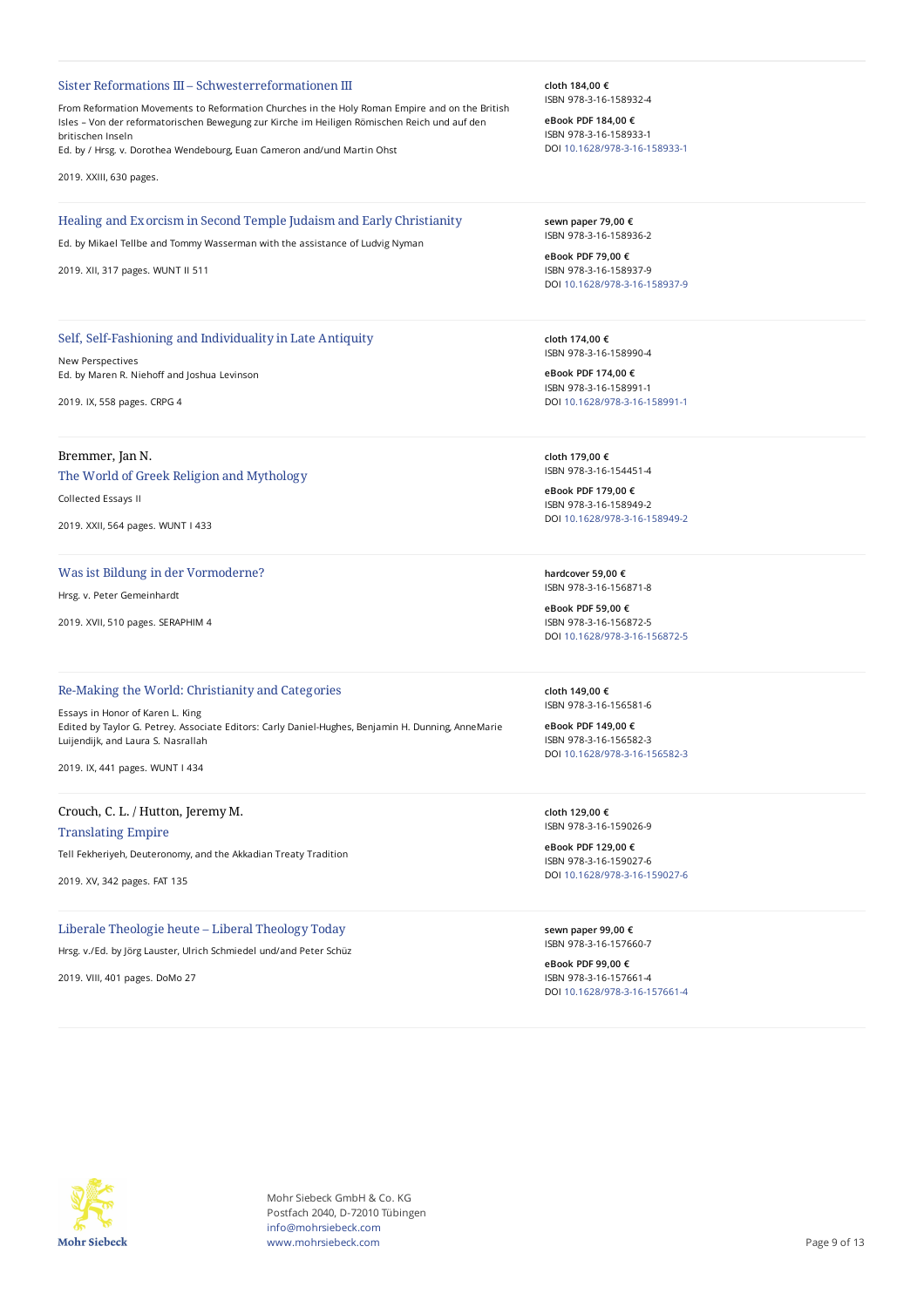### Sister Reformations III – Schwesterreformationen III

From Reformation Movements to Reformation Churches in the Holy Roman Empire and on the British Isles – Von der reformatorischen Bewegung zur Kirche im Heiligen Römischen Reich und auf den britischen Inseln
Ed. by / Hrsg. v. Dorothea Wendebourg, Euan Cameron and/und Martin Ohst

2019. XXIII, 630 pages.

**cloth 184,00 €**
ISBN 978-3-16-158932-4

**eBook PDF 184,00 €**
ISBN 978-3-16-158933-1
DOI 10.1628/978-3-16-158933-1

---

### Healing and Exorcism in Second Temple Judaism and Early Christianity

Ed. by Mikael Tellbe and Tommy Wasserman with the assistance of Ludvig Nyman

2019. XII, 317 pages. WUNT II 511

**sewn paper 79,00 €**
ISBN 978-3-16-158936-2

**eBook PDF 79,00 €**
ISBN 978-3-16-158937-9
DOI 10.1628/978-3-16-158937-9

---

### Self, Self-Fashioning and Individuality in Late Antiquity

New Perspectives
Ed. by Maren R. Niehoff and Joshua Levinson

2019. IX, 558 pages. CRPG 4

**cloth 174,00 €**
ISBN 978-3-16-158990-4

**eBook PDF 174,00 €**
ISBN 978-3-16-158991-1
DOI 10.1628/978-3-16-158991-1

---

Bremmer, Jan N.

### The World of Greek Religion and Mythology

Collected Essays II

2019. XXII, 564 pages. WUNT I 433

**cloth 179,00 €**
ISBN 978-3-16-154451-4

**eBook PDF 179,00 €**
ISBN 978-3-16-158949-2
DOI 10.1628/978-3-16-158949-2

---

### Was ist Bildung in der Vormoderne?

Hrsg. v. Peter Gemeinhardt

2019. XVII, 510 pages. SERAPHIM 4

**hardcover 59,00 €**
ISBN 978-3-16-156871-8

**eBook PDF 59,00 €**
ISBN 978-3-16-156872-5
DOI 10.1628/978-3-16-156872-5

---

### Re-Making the World: Christianity and Categories

Essays in Honor of Karen L. King
Edited by Taylor G. Petrey. Associate Editors: Carly Daniel-Hughes, Benjamin H. Dunning, AnneMarie Luijendijk, and Laura S. Nasrallah

2019. IX, 441 pages. WUNT I 434

**cloth 149,00 €**
ISBN 978-3-16-156581-6

**eBook PDF 149,00 €**
ISBN 978-3-16-156582-3
DOI 10.1628/978-3-16-156582-3

---

Crouch, C. L. / Hutton, Jeremy M.

### Translating Empire

Tell Fekheriyeh, Deuteronomy, and the Akkadian Treaty Tradition

2019. XV, 342 pages. FAT 135

**cloth 129,00 €**
ISBN 978-3-16-159026-9

**eBook PDF 129,00 €**
ISBN 978-3-16-159027-6
DOI 10.1628/978-3-16-159027-6

---

### Liberale Theologie heute – Liberal Theology Today

Hrsg. v./Ed. by Jörg Lauster, Ulrich Schmiedel und/and Peter Schüz

2019. VIII, 401 pages. DoMo 27

**sewn paper 99,00 €**
ISBN 978-3-16-157660-7

**eBook PDF 99,00 €**
ISBN 978-3-16-157661-4
DOI 10.1628/978-3-16-157661-4

---

Mohr Siebeck GmbH & Co. KG
Postfach 2040, D-72010 Tübingen
info@mohrsiebeck.com
www.mohrsiebeck.com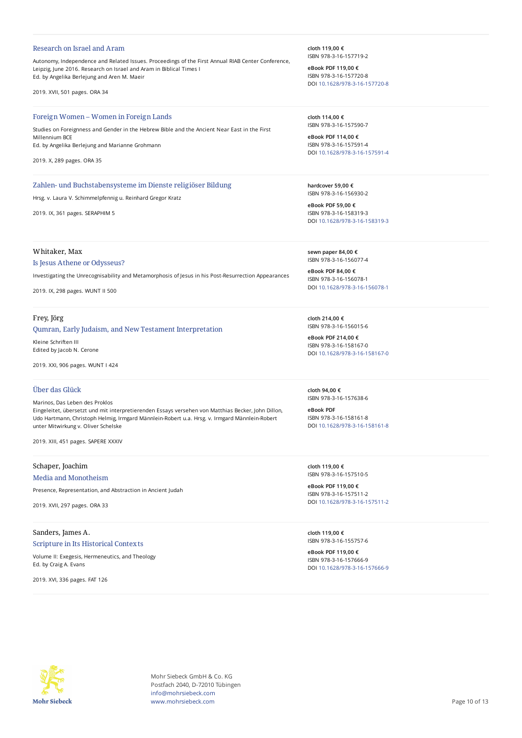### Research on Israel and Aram

Autonomy, Independence and Related Issues. Proceedings of the First Annual RIAB Center Conference, Leipzig, June 2016. Research on Israel and Aram in Biblical Times I
Ed. by Angelika Berlejung and Aren M. Maeir

2019. XVII, 501 pages. ORA 34

**cloth 119,00 €**
ISBN 978-3-16-157719-2

**eBook PDF 119,00 €**
ISBN 978-3-16-157720-8
DOI 10.1628/978-3-16-157720-8

---

### Foreign Women – Women in Foreign Lands

Studies on Foreignness and Gender in the Hebrew Bible and the Ancient Near East in the First Millennium BCE
Ed. by Angelika Berlejung and Marianne Grohmann

2019. X, 289 pages. ORA 35

**cloth 114,00 €**
ISBN 978-3-16-157590-7

**eBook PDF 114,00 €**
ISBN 978-3-16-157591-4
DOI 10.1628/978-3-16-157591-4

---

### Zahlen- und Buchstabensysteme im Dienste religiöser Bildung

Hrsg. v. Laura V. Schimmelpfennig u. Reinhard Gregor Kratz

2019. IX, 361 pages. SERAPHIM 5

**hardcover 59,00 €**
ISBN 978-3-16-156930-2

**eBook PDF 59,00 €**
ISBN 978-3-16-158319-3
DOI 10.1628/978-3-16-158319-3

---

Whitaker, Max

### Is Jesus Athene or Odysseus?

Investigating the Unrecognisability and Metamorphosis of Jesus in his Post-Resurrection Appearances

2019. IX, 298 pages. WUNT II 500

**sewn paper 84,00 €**
ISBN 978-3-16-156077-4

**eBook PDF 84,00 €**
ISBN 978-3-16-156078-1
DOI 10.1628/978-3-16-156078-1

---

Frey, Jörg

### Qumran, Early Judaism, and New Testament Interpretation

Kleine Schriften III
Edited by Jacob N. Cerone

2019. XXI, 906 pages. WUNT I 424

**cloth 214,00 €**
ISBN 978-3-16-156015-6

**eBook PDF 214,00 €**
ISBN 978-3-16-158167-0
DOI 10.1628/978-3-16-158167-0

---

### Über das Glück

Marinos, Das Leben des Proklos
Eingeleitet, übersetzt und mit interpretierenden Essays versehen von Matthias Becker, John Dillon, Udo Hartmann, Christoph Helmig, Irmgard Männlein-Robert u.a. Hrsg. v. Irmgard Männlein-Robert unter Mitwirkung v. Oliver Schelske

2019. XIII, 451 pages. SAPERE XXXIV

**cloth 94,00 €**
ISBN 978-3-16-157638-6

**eBook PDF**
ISBN 978-3-16-158161-8
DOI 10.1628/978-3-16-158161-8

---

Schaper, Joachim

### Media and Monotheism

Presence, Representation, and Abstraction in Ancient Judah

2019. XVII, 297 pages. ORA 33

**cloth 119,00 €**
ISBN 978-3-16-157510-5

**eBook PDF 119,00 €**
ISBN 978-3-16-157511-2
DOI 10.1628/978-3-16-157511-2

---

Sanders, James A.

### Scripture in Its Historical Contexts

Volume II: Exegesis, Hermeneutics, and Theology
Ed. by Craig A. Evans

2019. XVI, 336 pages. FAT 126

**cloth 119,00 €**
ISBN 978-3-16-155757-6

**eBook PDF 119,00 €**
ISBN 978-3-16-157666-9
DOI 10.1628/978-3-16-157666-9

---

Mohr Siebeck

Mohr Siebeck GmbH & Co. KG
Postfach 2040, D-72010 Tübingen
info@mohrsiebeck.com
www.mohrsiebeck.com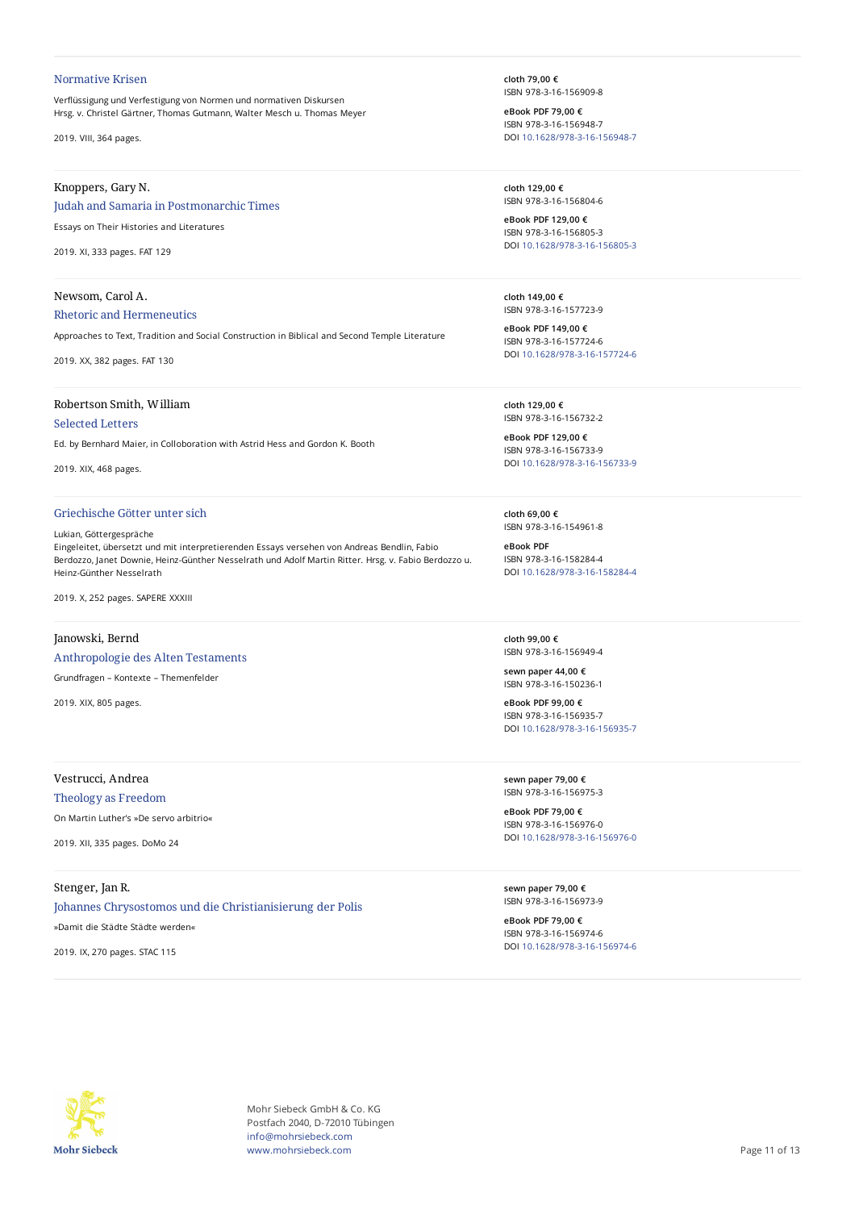### Normative Krisen

Verflüssigung und Verfestigung von Normen und normativen Diskursen
Hrsg. v. Christel Gärtner, Thomas Gutmann, Walter Mesch u. Thomas Meyer

2019. VIII, 364 pages.

**cloth 79,00 €**
ISBN 978-3-16-156909-8

**eBook PDF 79,00 €**
ISBN 978-3-16-156948-7
DOI 10.1628/978-3-16-156948-7

---

Knoppers, Gary N.

### Judah and Samaria in Postmonarchic Times

Essays on Their Histories and Literatures

2019. XI, 333 pages. FAT 129

**cloth 129,00 €**
ISBN 978-3-16-156804-6

**eBook PDF 129,00 €**
ISBN 978-3-16-156805-3
DOI 10.1628/978-3-16-156805-3

---

Newsom, Carol A.

### Rhetoric and Hermeneutics

Approaches to Text, Tradition and Social Construction in Biblical and Second Temple Literature

2019. XX, 382 pages. FAT 130

**cloth 149,00 €**
ISBN 978-3-16-157723-9

**eBook PDF 149,00 €**
ISBN 978-3-16-157724-6
DOI 10.1628/978-3-16-157724-6

---

Robertson Smith, William

### Selected Letters

Ed. by Bernhard Maier, in Colloboration with Astrid Hess and Gordon K. Booth

2019. XIX, 468 pages.

**cloth 129,00 €**
ISBN 978-3-16-156732-2

**eBook PDF 129,00 €**
ISBN 978-3-16-156733-9
DOI 10.1628/978-3-16-156733-9

---

### Griechische Götter unter sich

Lukian, Göttergespräche
Eingeleitet, übersetzt und mit interpretierenden Essays versehen von Andreas Bendlin, Fabio Berdozzo, Janet Downie, Heinz-Günther Nesselrath und Adolf Martin Ritter. Hrsg. v. Fabio Berdozzo u. Heinz-Günther Nesselrath

2019. X, 252 pages. SAPERE XXXIII

**cloth 69,00 €**
ISBN 978-3-16-154961-8

**eBook PDF**
ISBN 978-3-16-158284-4
DOI 10.1628/978-3-16-158284-4

---

Janowski, Bernd

### Anthropologie des Alten Testaments

Grundfragen – Kontexte – Themenfelder

2019. XIX, 805 pages.

**cloth 99,00 €**
ISBN 978-3-16-156949-4

**sewn paper 44,00 €**
ISBN 978-3-16-150236-1

**eBook PDF 99,00 €**
ISBN 978-3-16-156935-7
DOI 10.1628/978-3-16-156935-7

---

Vestrucci, Andrea

### Theology as Freedom

On Martin Luther's »De servo arbitrio«

2019. XII, 335 pages. DoMo 24

**sewn paper 79,00 €**
ISBN 978-3-16-156975-3

**eBook PDF 79,00 €**
ISBN 978-3-16-156976-0
DOI 10.1628/978-3-16-156976-0

---

Stenger, Jan R.

### Johannes Chrysostomos und die Christianisierung der Polis

»Damit die Städte Städte werden«

2019. IX, 270 pages. STAC 115

**sewn paper 79,00 €**
ISBN 978-3-16-156973-9

**eBook PDF 79,00 €**
ISBN 978-3-16-156974-6
DOI 10.1628/978-3-16-156974-6

---

Mohr Siebeck

Mohr Siebeck GmbH & Co. KG
Postfach 2040, D-72010 Tübingen
info@mohrsiebeck.com
www.mohrsiebeck.com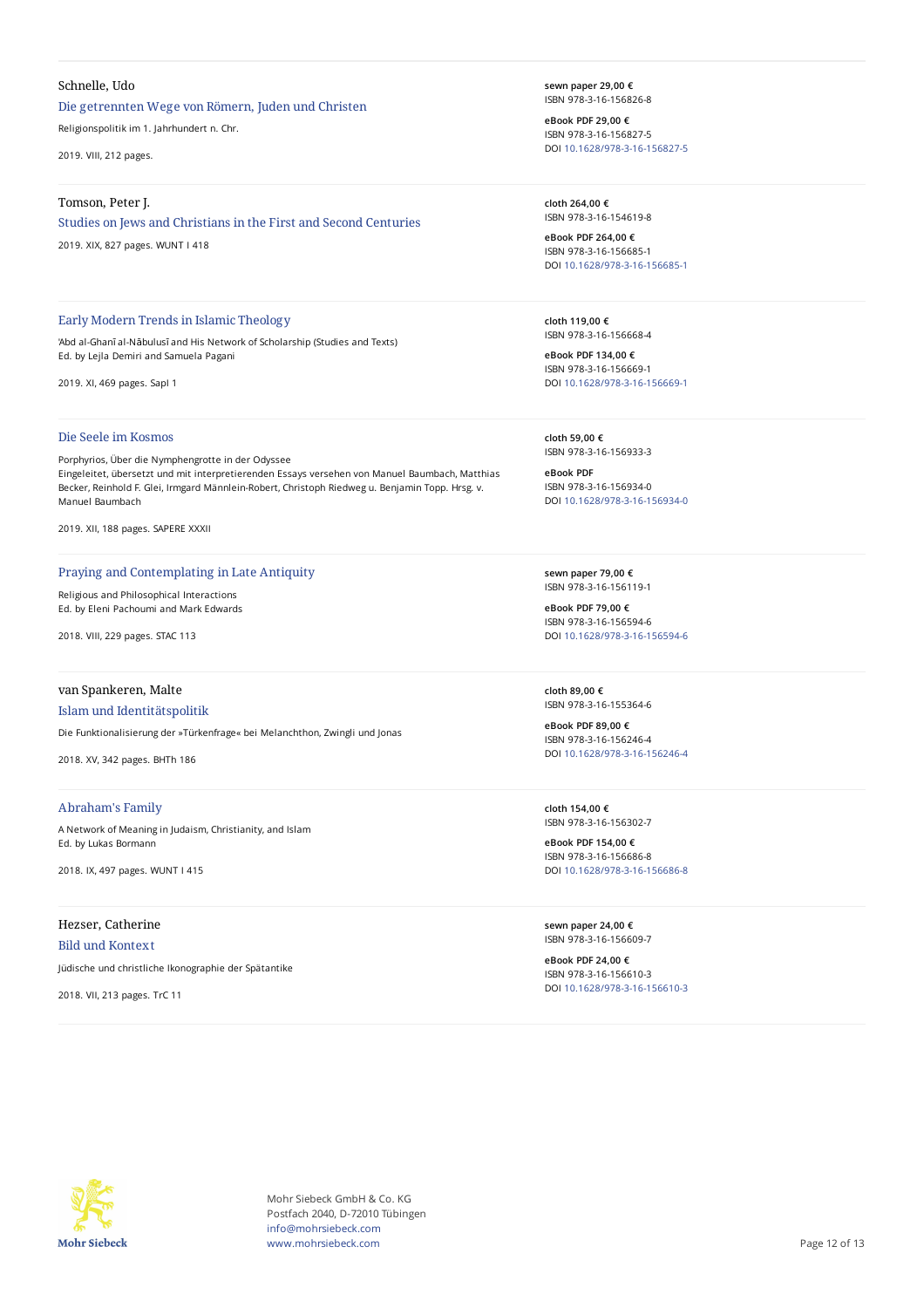Schnelle, Udo

**Die getrennten Wege von Römern, Juden und Christen**

Religionspolitik im 1. Jahrhundert n. Chr.

2019. VIII, 212 pages.

**sewn paper 29,00 €**
ISBN 978-3-16-156826-8

**eBook PDF 29,00 €**
ISBN 978-3-16-156827-5
DOI 10.1628/978-3-16-156827-5

---

Tomson, Peter J.

**Studies on Jews and Christians in the First and Second Centuries**

2019. XIX, 827 pages. WUNT I 418

**cloth 264,00 €**
ISBN 978-3-16-154619-8

**eBook PDF 264,00 €**
ISBN 978-3-16-156685-1
DOI 10.1628/978-3-16-156685-1

---

**Early Modern Trends in Islamic Theology**

'Abd al-Ghanī al-Nābulusī and His Network of Scholarship (Studies and Texts)
Ed. by Lejla Demiri and Samuela Pagani

2019. XI, 469 pages. SapI 1

**cloth 119,00 €**
ISBN 978-3-16-156668-4

**eBook PDF 134,00 €**
ISBN 978-3-16-156669-1
DOI 10.1628/978-3-16-156669-1

---

**Die Seele im Kosmos**

Porphyrios, Über die Nymphengrotte in der Odyssee
Eingeleitet, übersetzt und mit interpretierenden Essays versehen von Manuel Baumbach, Matthias Becker, Reinhold F. Glei, Irmgard Männlein-Robert, Christoph Riedweg u. Benjamin Topp. Hrsg. v. Manuel Baumbach

2019. XII, 188 pages. SAPERE XXXII

**cloth 59,00 €**
ISBN 978-3-16-156933-3

**eBook PDF**
ISBN 978-3-16-156934-0
DOI 10.1628/978-3-16-156934-0

---

**Praying and Contemplating in Late Antiquity**

Religious and Philosophical Interactions
Ed. by Eleni Pachoumi and Mark Edwards

2018. VIII, 229 pages. STAC 113

**sewn paper 79,00 €**
ISBN 978-3-16-156119-1

**eBook PDF 79,00 €**
ISBN 978-3-16-156594-6
DOI 10.1628/978-3-16-156594-6

---

van Spankeren, Malte

**Islam und Identitätspolitik**

Die Funktionalisierung der »Türkenfrage« bei Melanchthon, Zwingli und Jonas

2018. XV, 342 pages. BHTh 186

**cloth 89,00 €**
ISBN 978-3-16-155364-6

**eBook PDF 89,00 €**
ISBN 978-3-16-156246-4
DOI 10.1628/978-3-16-156246-4

---

**Abraham's Family**

A Network of Meaning in Judaism, Christianity, and Islam
Ed. by Lukas Bormann

2018. IX, 497 pages. WUNT I 415

**cloth 154,00 €**
ISBN 978-3-16-156302-7

**eBook PDF 154,00 €**
ISBN 978-3-16-156686-8
DOI 10.1628/978-3-16-156686-8

---

Hezser, Catherine

**Bild und Kontext**

Jüdische und christliche Ikonographie der Spätantike

2018. VII, 213 pages. TrC 11

**sewn paper 24,00 €**
ISBN 978-3-16-156609-7

**eBook PDF 24,00 €**
ISBN 978-3-16-156610-3
DOI 10.1628/978-3-16-156610-3

---

Mohr Siebeck GmbH & Co. KG
Postfach 2040, D-72010 Tübingen
info@mohrsiebeck.com
www.mohrsiebeck.com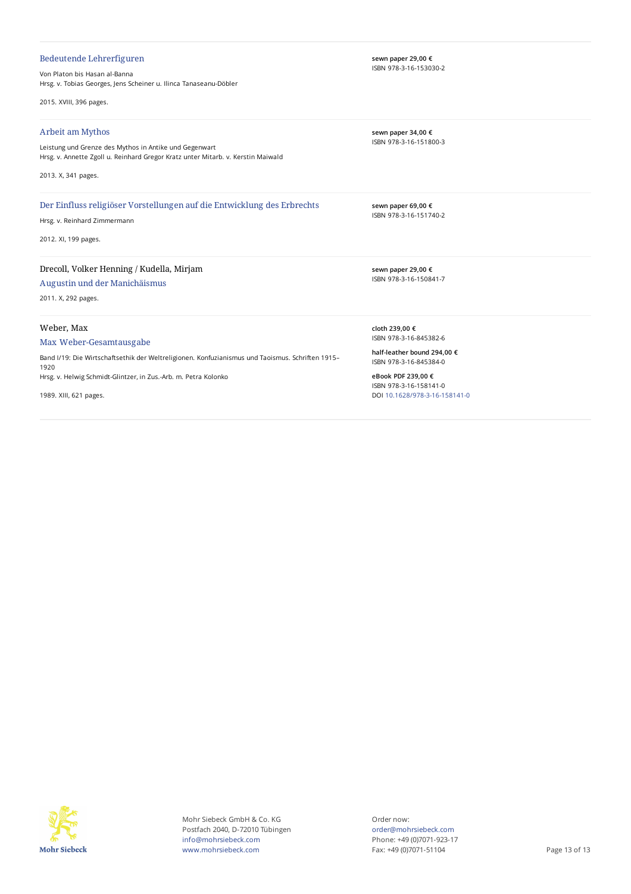### Bedeutende Lehrerfiguren

Von Platon bis Hasan al-Banna
Hrsg. v. Tobias Georges, Jens Scheiner u. Ilinca Tanaseanu-Döbler

2015. XVIII, 396 pages.

**sewn paper 29,00 €**
ISBN 978-3-16-153030-2

---

### Arbeit am Mythos

Leistung und Grenze des Mythos in Antike und Gegenwart
Hrsg. v. Annette Zgoll u. Reinhard Gregor Kratz unter Mitarb. v. Kerstin Maiwald

2013. X, 341 pages.

**sewn paper 34,00 €**
ISBN 978-3-16-151800-3

---

### Der Einfluss religiöser Vorstellungen auf die Entwicklung des Erbrechts

Hrsg. v. Reinhard Zimmermann

2012. XI, 199 pages.

**sewn paper 69,00 €**
ISBN 978-3-16-151740-2

---

Drecoll, Volker Henning / Kudella, Mirjam

### Augustin und der Manichäismus

2011. X, 292 pages.

**sewn paper 29,00 €**
ISBN 978-3-16-150841-7

---

Weber, Max

### Max Weber-Gesamtausgabe

Band I/19: Die Wirtschaftsethik der Weltreligionen. Konfuzianismus und Taoismus. Schriften 1915–1920
Hrsg. v. Helwig Schmidt-Glintzer, in Zus.-Arb. m. Petra Kolonko

1989. XIII, 621 pages.

**cloth 239,00 €**
ISBN 978-3-16-845382-6

**half-leather bound 294,00 €**
ISBN 978-3-16-845384-0

**eBook PDF 239,00 €**
ISBN 978-3-16-158141-0
DOI 10.1628/978-3-16-158141-0

---

Mohr Siebeck GmbH & Co. KG
Postfach 2040, D-72010 Tübingen
info@mohrsiebeck.com
www.mohrsiebeck.com

Order now:
order@mohrsiebeck.com
Phone: +49 (0)7071-923-17
Fax: +49 (0)7071-51104